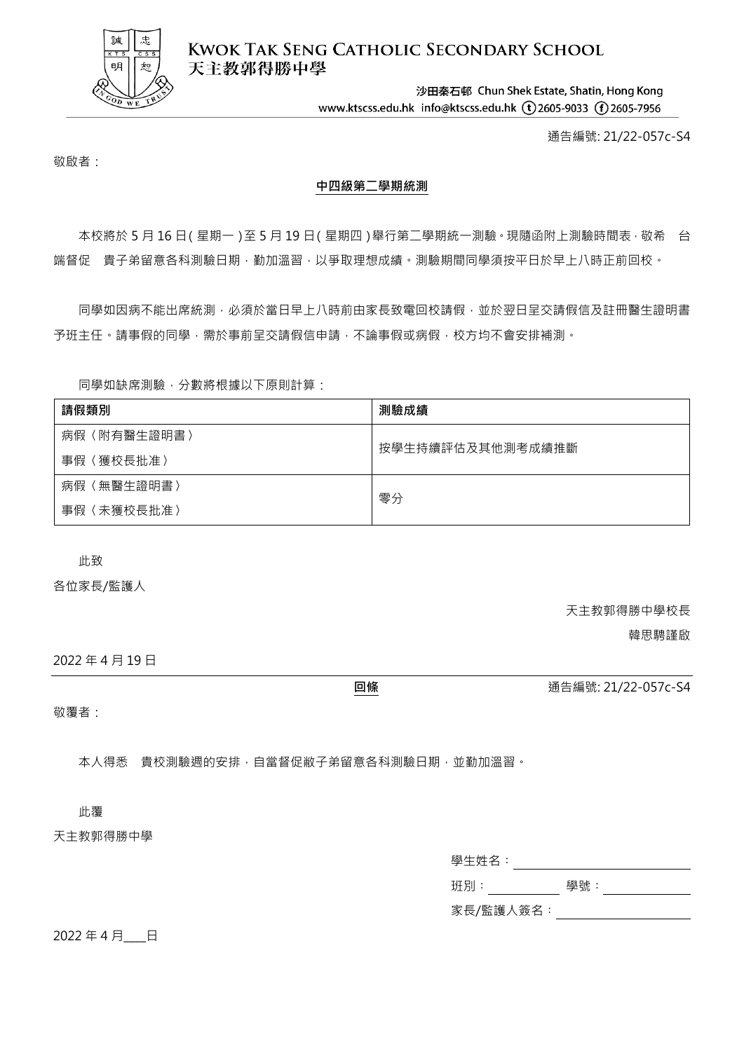# Kwok Tak Seng Catholic Secondary School
# 天主教郭得勝中學

沙田秦石邨 Chun Shek Estate, Shatin, Hong Kong

www.ktscss.edu.hk info@ktscss.edu.hk (t)2605-9033 (f)2605-7956

通告編號: 21/22-057c-S4

敬啟者：

**中四級第二學期統測**

本校將於 5 月 16 日(星期一)至 5 月 19 日(星期四)舉行第二學期統一測驗。現隨函附上測驗時間表，敬希 台端督促 貴子弟留意各科測驗日期，勤加溫習，以爭取理想成績。測驗期間同學須按平日於早上八時正前回校。

同學如因病不能出席統測，必須於當日早上八時前由家長致電回校請假，並於翌日呈交請假信及註冊醫生證明書予班主任。請事假的同學，需於事前呈交請假信申請，不論事假或病假，校方均不會安排補測。

同學如缺席測驗，分數將根據以下原則計算：

| 請假類別 | 測驗成績 |
| --- | --- |
| 病假〈附有醫生證明書〉<br>事假〈獲校長批准〉 | 按學生持續評估及其他測考成績推斷 |
| 病假〈無醫生證明書〉<br>事假〈未獲校長批准〉 | 零分 |

此致

各位家長/監護人

天主教郭得勝中學校長

韓思騁謹啟

2022 年 4 月 19 日

---

**回條**

通告編號: 21/22-057c-S4

敬覆者：

本人得悉 貴校測驗週的安排，自當督促敝子弟留意各科測驗日期，並勤加溫習。

此覆

天主教郭得勝中學

學生姓名：__________

班別：__________ 學號：__________

家長/監護人簽名：__________

2022 年 4 月___日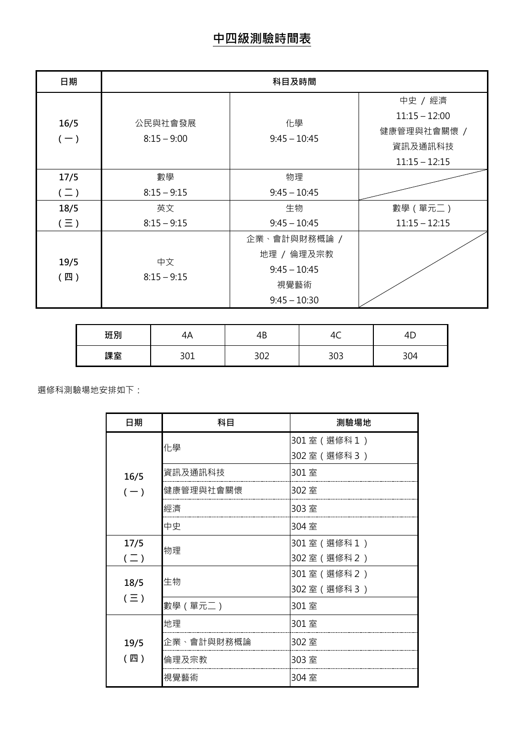# 中四級測驗時間表

| 日期 | 科目及時間 | | |
|---|---|---|---|
| 16/5<br>（一） | 公民與社會發展<br>8:15 – 9:00 | 化學<br>9:45 – 10:45 | 中史 / 經濟<br>11:15 – 12:00<br>健康管理與社會關懷 /<br>資訊及通訊科技<br>11:15 – 12:15 |
| 17/5<br>（二） | 數學<br>8:15 – 9:15 | 物理<br>9:45 – 10:45 | |
| 18/5<br>（三） | 英文<br>8:15 – 9:15 | 生物<br>9:45 – 10:45 | 數學（單元二）<br>11:15 – 12:15 |
| 19/5<br>（四） | 中文<br>8:15 – 9:15 | 企業、會計與財務概論 /<br>地理 / 倫理及宗教<br>9:45 – 10:45<br>視覺藝術<br>9:45 – 10:30 | |

| 班別 | 4A | 4B | 4C | 4D |
|---|---|---|---|---|
| 課室 | 301 | 302 | 303 | 304 |

選修科測驗場地安排如下：

| 日期 | 科目 | 測驗場地 |
|---|---|---|
| 16/5<br>（一） | 化學 | 301 室（選修科 1）<br>302 室（選修科 3） |
| | 資訊及通訊科技 | 301 室 |
| | 健康管理與社會關懷 | 302 室 |
| | 經濟 | 303 室 |
| | 中史 | 304 室 |
| 17/5<br>（二） | 物理 | 301 室（選修科 1）<br>302 室（選修科 2） |
| 18/5<br>（三） | 生物 | 301 室（選修科 2）<br>302 室（選修科 3） |
| | 數學（單元二） | 301 室 |
| 19/5<br>（四） | 地理 | 301 室 |
| | 企業、會計與財務概論 | 302 室 |
| | 倫理及宗教 | 303 室 |
| | 視覺藝術 | 304 室 |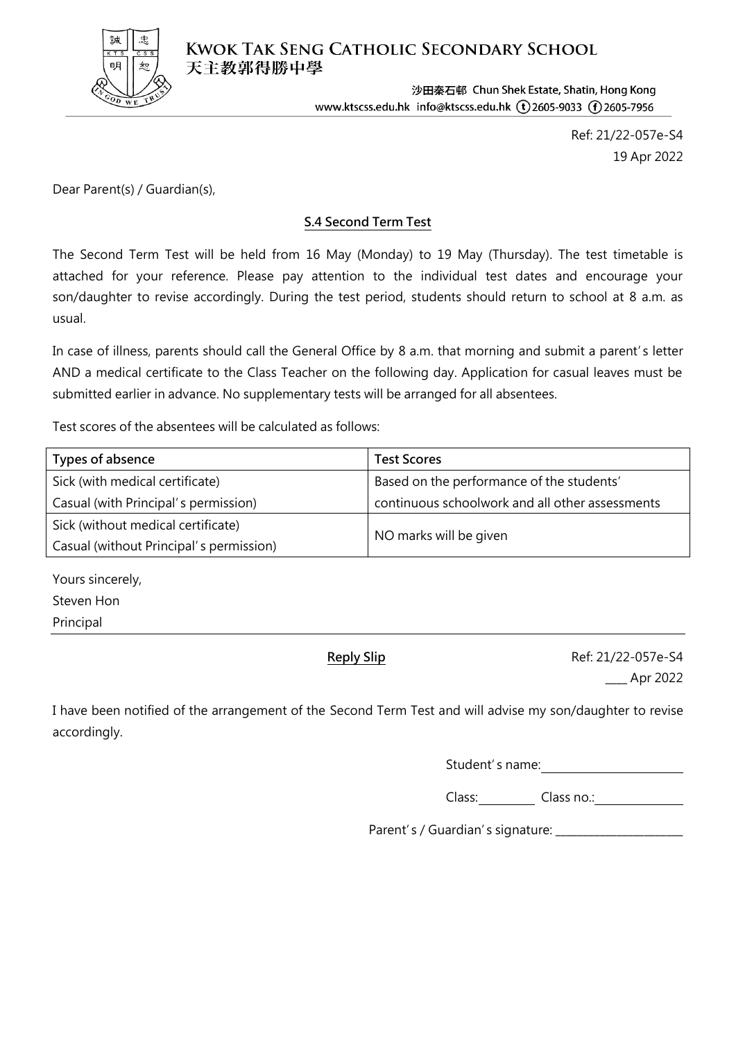# Kwok Tak Seng Catholic Secondary School
# 天主教郭得勝中學

沙田秦石邨 Chun Shek Estate, Shatin, Hong Kong
www.ktscss.edu.hk info@ktscss.edu.hk (t) 2605-9033 (f) 2605-7956

Ref: 21/22-057e-S4
19 Apr 2022

Dear Parent(s) / Guardian(s),

**S.4 Second Term Test**

The Second Term Test will be held from 16 May (Monday) to 19 May (Thursday). The test timetable is attached for your reference. Please pay attention to the individual test dates and encourage your son/daughter to revise accordingly. During the test period, students should return to school at 8 a.m. as usual.

In case of illness, parents should call the General Office by 8 a.m. that morning and submit a parent's letter AND a medical certificate to the Class Teacher on the following day. Application for casual leaves must be submitted earlier in advance. No supplementary tests will be arranged for all absentees.

Test scores of the absentees will be calculated as follows:

| Types of absence | Test Scores |
| --- | --- |
| Sick (with medical certificate)<br>Casual (with Principal's permission) | Based on the performance of the students' continuous schoolwork and all other assessments |
| Sick (without medical certificate)<br>Casual (without Principal's permission) | NO marks will be given |

Yours sincerely,
Steven Hon
Principal

---

**Reply Slip**

Ref: 21/22-057e-S4
____ Apr 2022

I have been notified of the arrangement of the Second Term Test and will advise my son/daughter to revise accordingly.

Student's name: ____________________

Class: ________ Class no.: ____________

Parent's / Guardian's signature: ____________________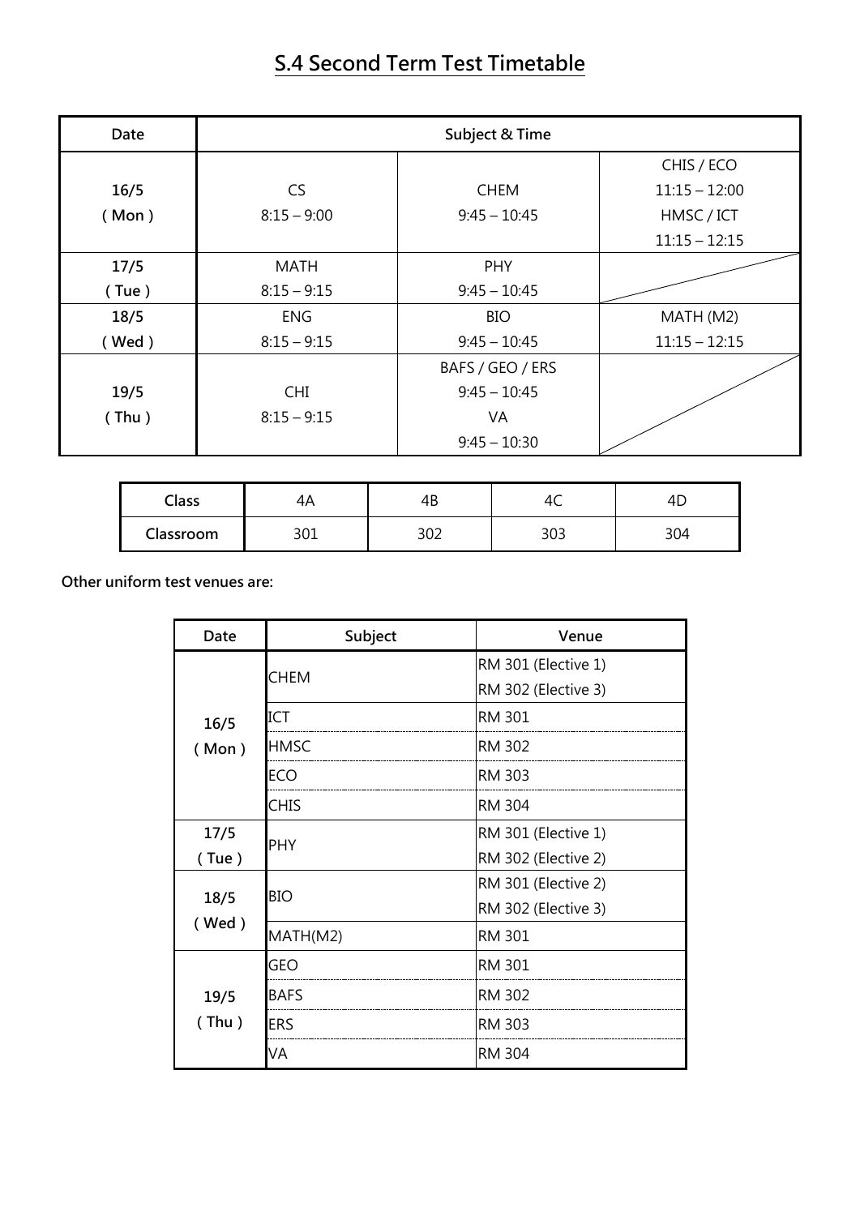# S.4 Second Term Test Timetable

| Date | Subject & Time | | |
|---|---|---|---|
| 16/5 ( Mon ) | CS 8:15 – 9:00 | CHEM 9:45 – 10:45 | CHIS / ECO 11:15 – 12:00 HMSC / ICT 11:15 – 12:15 |
| 17/5 ( Tue ) | MATH 8:15 – 9:15 | PHY 9:45 – 10:45 | |
| 18/5 ( Wed ) | ENG 8:15 – 9:15 | BIO 9:45 – 10:45 | MATH (M2) 11:15 – 12:15 |
| 19/5 ( Thu ) | CHI 8:15 – 9:15 | BAFS / GEO / ERS 9:45 – 10:45 VA 9:45 – 10:30 | |

| Class | 4A | 4B | 4C | 4D |
|---|---|---|---|---|
| Classroom | 301 | 302 | 303 | 304 |

**Other uniform test venues are:**

| Date | Subject | Venue |
|---|---|---|
| 16/5 ( Mon ) | CHEM | RM 301 (Elective 1) RM 302 (Elective 3) |
| | ICT | RM 301 |
| | HMSC | RM 302 |
| | ECO | RM 303 |
| | CHIS | RM 304 |
| 17/5 ( Tue ) | PHY | RM 301 (Elective 1) RM 302 (Elective 2) |
| 18/5 ( Wed ) | BIO | RM 301 (Elective 2) RM 302 (Elective 3) |
| | MATH(M2) | RM 301 |
| 19/5 ( Thu ) | GEO | RM 301 |
| | BAFS | RM 302 |
| | ERS | RM 303 |
| | VA | RM 304 |